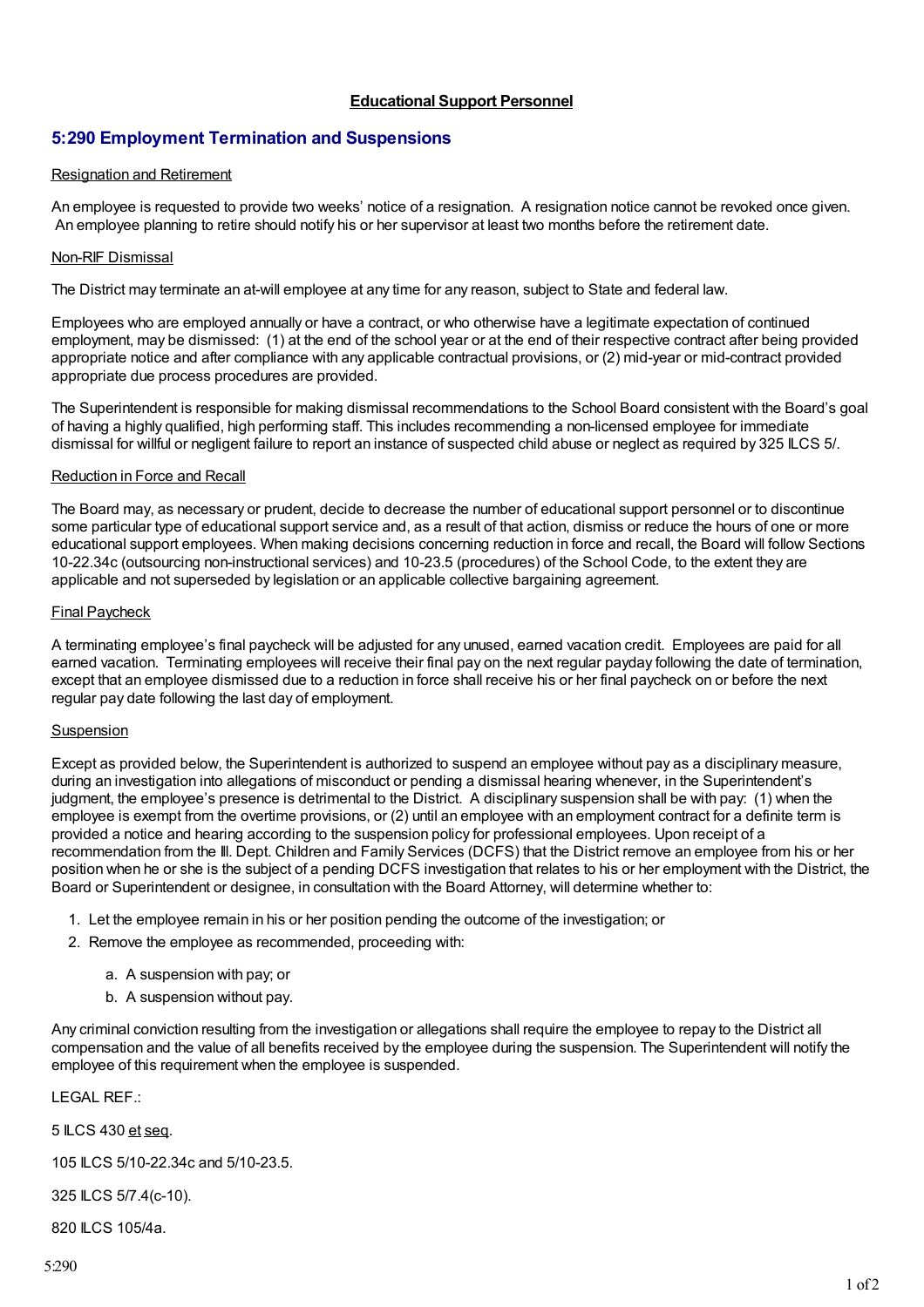**Educational Support Personnel**

## 5:290 Employment Termination and Suspensions

Resignation and Retirement

An employee is requested to provide two weeks' notice of a resignation. A resignation notice cannot be revoked once given. An employee planning to retire should notify his or her supervisor at least two months before the retirement date.

Non-RIF Dismissal

The District may terminate an at-will employee at any time for any reason, subject to State and federal law.

Employees who are employed annually or have a contract, or who otherwise have a legitimate expectation of continued employment, may be dismissed: (1) at the end of the school year or at the end of their respective contract after being provided appropriate notice and after compliance with any applicable contractual provisions, or (2) mid-year or mid-contract provided appropriate due process procedures are provided.

The Superintendent is responsible for making dismissal recommendations to the School Board consistent with the Board's goal of having a highly qualified, high performing staff. This includes recommending a non-licensed employee for immediate dismissal for willful or negligent failure to report an instance of suspected child abuse or neglect as required by 325 ILCS 5/.

Reduction in Force and Recall

The Board may, as necessary or prudent, decide to decrease the number of educational support personnel or to discontinue some particular type of educational support service and, as a result of that action, dismiss or reduce the hours of one or more educational support employees. When making decisions concerning reduction in force and recall, the Board will follow Sections 10-22.34c (outsourcing non-instructional services) and 10-23.5 (procedures) of the School Code, to the extent they are applicable and not superseded by legislation or an applicable collective bargaining agreement.

Final Paycheck

A terminating employee's final paycheck will be adjusted for any unused, earned vacation credit. Employees are paid for all earned vacation. Terminating employees will receive their final pay on the next regular payday following the date of termination, except that an employee dismissed due to a reduction in force shall receive his or her final paycheck on or before the next regular pay date following the last day of employment.

Suspension

Except as provided below, the Superintendent is authorized to suspend an employee without pay as a disciplinary measure, during an investigation into allegations of misconduct or pending a dismissal hearing whenever, in the Superintendent's judgment, the employee's presence is detrimental to the District. A disciplinary suspension shall be with pay: (1) when the employee is exempt from the overtime provisions, or (2) until an employee with an employment contract for a definite term is provided a notice and hearing according to the suspension policy for professional employees. Upon receipt of a recommendation from the Ill. Dept. Children and Family Services (DCFS) that the District remove an employee from his or her position when he or she is the subject of a pending DCFS investigation that relates to his or her employment with the District, the Board or Superintendent or designee, in consultation with the Board Attorney, will determine whether to:

1. Let the employee remain in his or her position pending the outcome of the investigation; or
2. Remove the employee as recommended, proceeding with:
   a. A suspension with pay; or
   b. A suspension without pay.

Any criminal conviction resulting from the investigation or allegations shall require the employee to repay to the District all compensation and the value of all benefits received by the employee during the suspension. The Superintendent will notify the employee of this requirement when the employee is suspended.

LEGAL REF.:

5 ILCS 430 et seq.

105 ILCS 5/10-22.34c and 5/10-23.5.

325 ILCS 5/7.4(c-10).

820 ILCS 105/4a.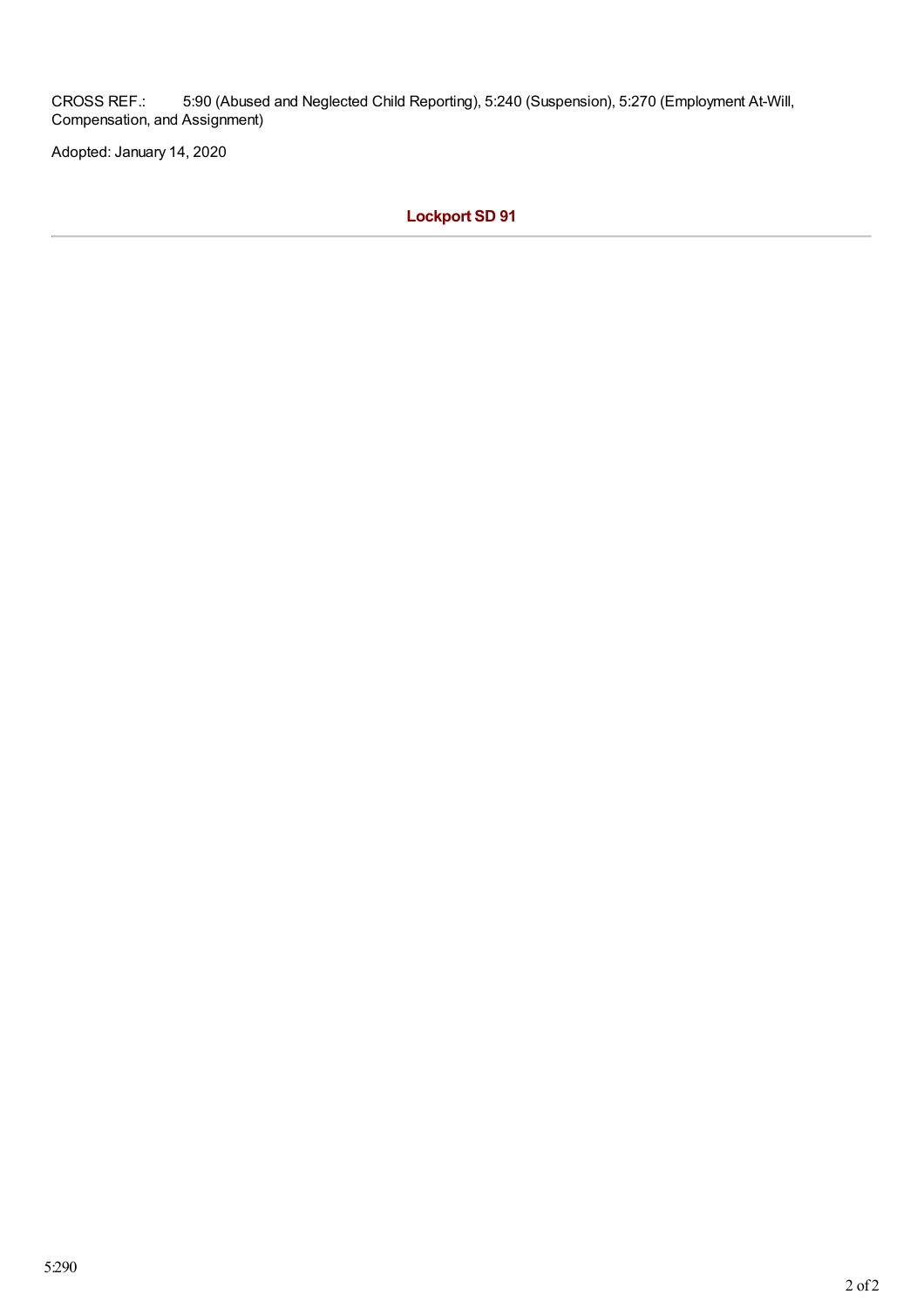CROSS REF.: 5:90 (Abused and Neglected Child Reporting), 5:240 (Suspension), 5:270 (Employment At-Will, Compensation, and Assignment)

Adopted: January 14, 2020

**Lockport SD 91**